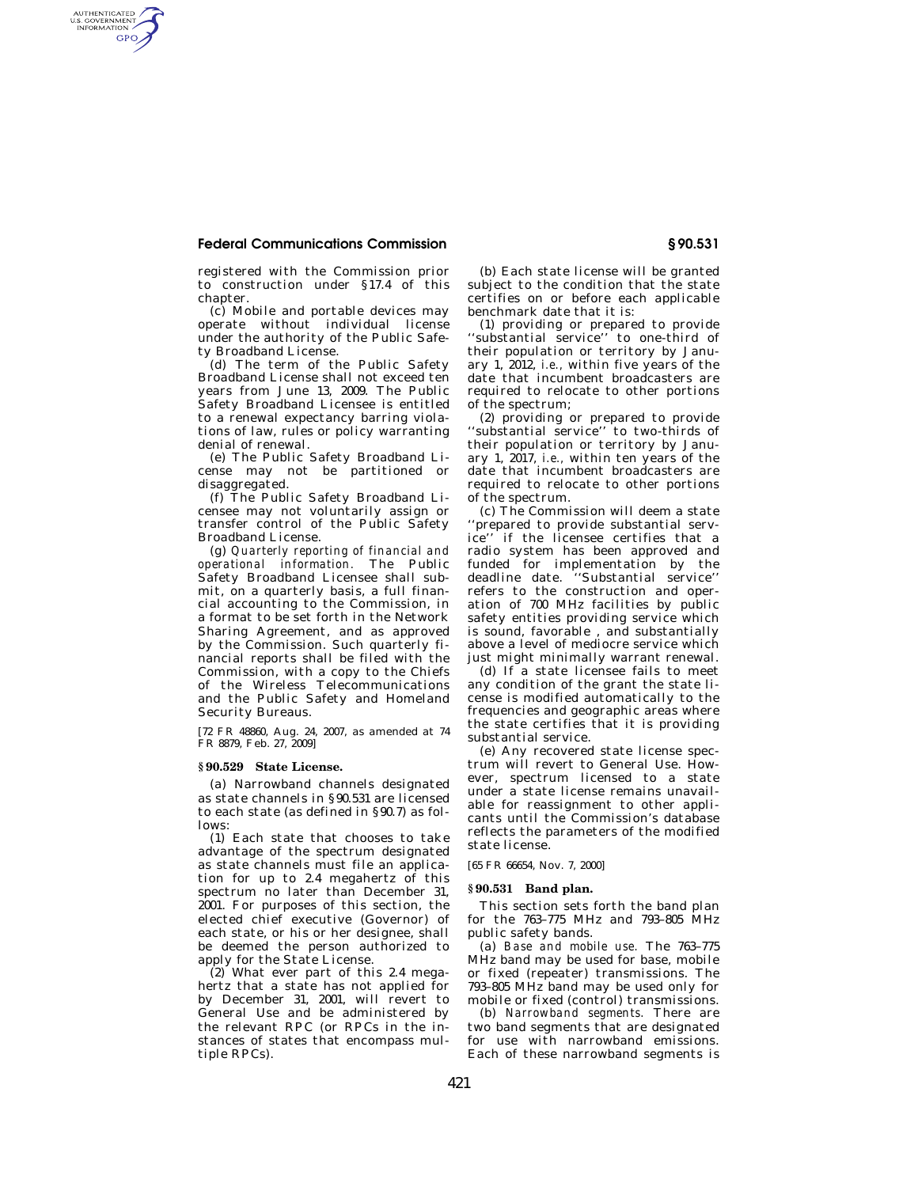registered with the Commission prior to construction under §17.4 of this chapter.

(c) Mobile and portable devices may operate without individual license under the authority of the Public Safety Broadband License.

(d) The term of the Public Safety Broadband License shall not exceed ten years from June 13, 2009. The Public Safety Broadband Licensee is entitled to a renewal expectancy barring violations of law, rules or policy warranting denial of renewal.

(e) The Public Safety Broadband License may not be partitioned or disaggregated.

(f) The Public Safety Broadband Licensee may not voluntarily assign or transfer control of the Public Safety Broadband License.

(g) *Quarterly reporting of financial and operational information.* The Public Safety Broadband Licensee shall submit, on a quarterly basis, a full financial accounting to the Commission, in a format to be set forth in the Network Sharing Agreement, and as approved by the Commission. Such quarterly financial reports shall be filed with the Commission, with a copy to the Chiefs of the Wireless Telecommunications and the Public Safety and Homeland Security Bureaus.

[72 FR 48860, Aug. 24, 2007, as amended at 74 FR 8879, Feb. 27, 2009]

## §90.529 State License.

(a) Narrowband channels designated as state channels in §90.531 are licensed to each state (as defined in §90.7) as follows:

(1) Each state that chooses to take advantage of the spectrum designated as state channels must file an application for up to 2.4 megahertz of this spectrum no later than December 31, 2001. For purposes of this section, the elected chief executive (Governor) of each state, or his or her designee, shall be deemed the person authorized to apply for the State License.

(2) What ever part of this 2.4 megahertz that a state has not applied for by December 31, 2001, will revert to General Use and be administered by the relevant RPC (or RPCs in the instances of states that encompass multiple RPCs).

(b) Each state license will be granted subject to the condition that the state certifies on or before each applicable benchmark date that it is:

(1) providing or prepared to provide ''substantial service'' to one-third of their population or territory by January 1, 2012, *i.e.,* within five years of the date that incumbent broadcasters are required to relocate to other portions of the spectrum;

(2) providing or prepared to provide ''substantial service'' to two-thirds of their population or territory by January 1, 2017, *i.e.,* within ten years of the date that incumbent broadcasters are required to relocate to other portions of the spectrum.

(c) The Commission will deem a state ''prepared to provide substantial service'' if the licensee certifies that a radio system has been approved and funded for implementation by the deadline date. ''Substantial service'' refers to the construction and operation of 700 MHz facilities by public safety entities providing service which is sound, favorable , and substantially above a level of mediocre service which just might minimally warrant renewal.

(d) If a state licensee fails to meet any condition of the grant the state license is modified automatically to the frequencies and geographic areas where the state certifies that it is providing substantial service.

(e) Any recovered state license spectrum will revert to General Use. However, spectrum licensed to a state under a state license remains unavailable for reassignment to other applicants until the Commission's database reflects the parameters of the modified state license.

[65 FR 66654, Nov. 7, 2000]

## §90.531 Band plan.

This section sets forth the band plan for the 763–775 MHz and 793–805 MHz public safety bands.

(a) *Base and mobile use.* The 763–775 MHz band may be used for base, mobile or fixed (repeater) transmissions. The 793–805 MHz band may be used only for mobile or fixed (control) transmissions.

(b) *Narrowband segments.* There are two band segments that are designated for use with narrowband emissions. Each of these narrowband segments is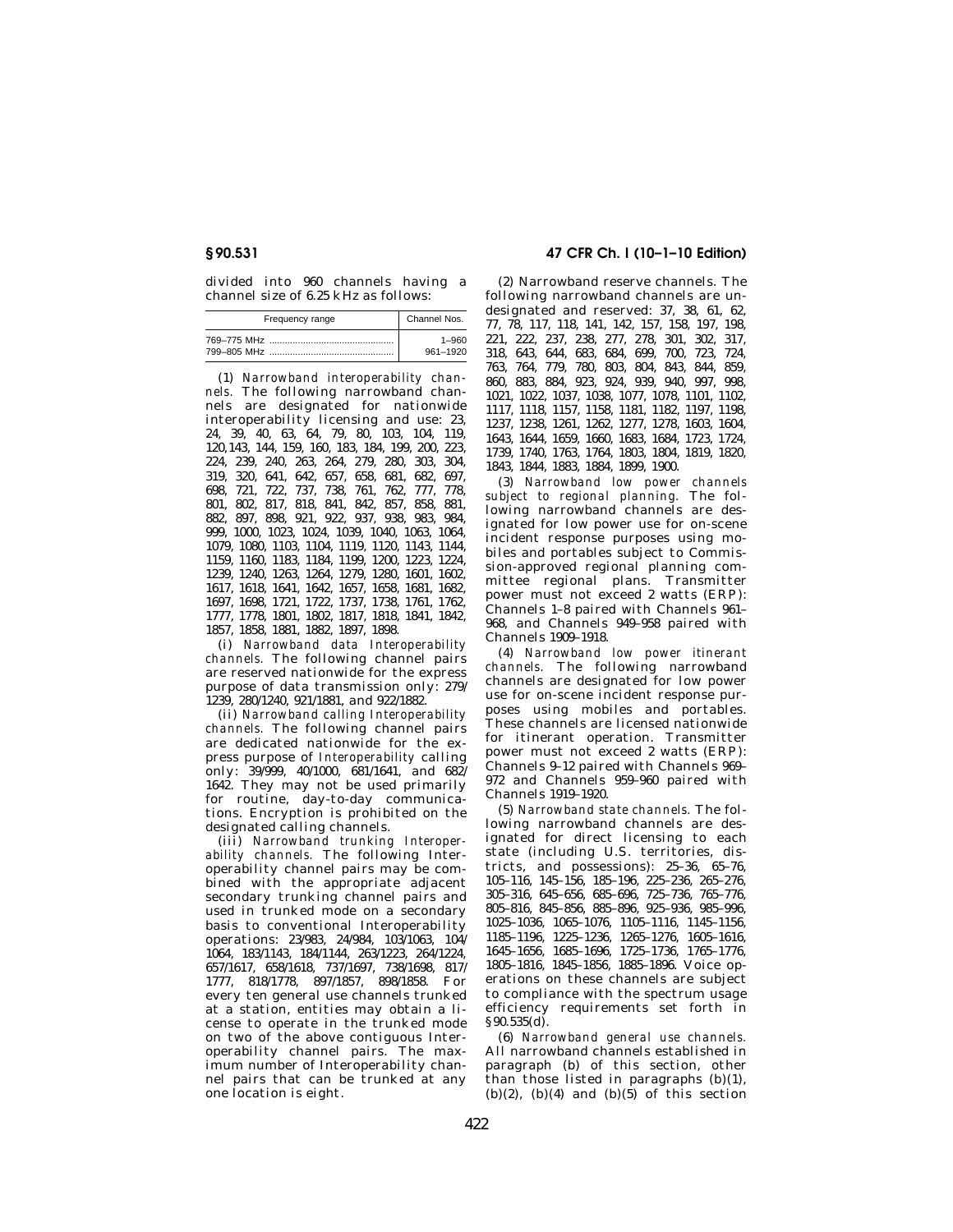divided into 960 channels having a channel size of 6.25 kHz as follows:

| Frequency range | Channel Nos. |
|---|---|
| 769–775 MHz | 1–960 |
| 799–805 MHz | 961–1920 |

(1) *Narrowband interoperability channels.* The following narrowband channels are designated for nationwide interoperability licensing and use: 23, 24, 39, 40, 63, 64, 79, 80, 103, 104, 119, 120, 143, 144, 159, 160, 183, 184, 199, 200, 223, 224, 239, 240, 263, 264, 279, 280, 303, 304, 319, 320, 641, 642, 657, 658, 681, 682, 697, 698, 721, 722, 737, 738, 761, 762, 777, 778, 801, 802, 817, 818, 841, 842, 857, 858, 881, 882, 897, 898, 921, 922, 937, 938, 983, 984, 999, 1000, 1023, 1024, 1039, 1040, 1063, 1064, 1079, 1080, 1103, 1104, 1119, 1120, 1143, 1144, 1159, 1160, 1183, 1184, 1199, 1200, 1223, 1224, 1239, 1240, 1263, 1264, 1279, 1280, 1601, 1602, 1617, 1618, 1641, 1642, 1657, 1658, 1681, 1682, 1697, 1698, 1721, 1722, 1737, 1738, 1761, 1762, 1777, 1778, 1801, 1802, 1817, 1818, 1841, 1842, 1857, 1858, 1881, 1882, 1897, 1898.

(i) *Narrowband data Interoperability channels.* The following channel pairs are reserved nationwide for the express purpose of data transmission only: 279/1239, 280/1240, 921/1881, and 922/1882.

(ii) *Narrowband calling Interoperability channels.* The following channel pairs are dedicated nationwide for the express purpose of Interoperability calling only: 39/999, 40/1000, 681/1641, and 682/1642. They may not be used primarily for routine, day-to-day communications. Encryption is prohibited on the designated calling channels.

(iii) *Narrowband trunking Interoperability channels.* The following Interoperability channel pairs may be combined with the appropriate adjacent secondary trunking channel pairs and used in trunked mode on a secondary basis to conventional Interoperability operations: 23/983, 24/984, 103/1063, 104/1064, 183/1143, 184/1144, 263/1223, 264/1224, 657/1617, 658/1618, 737/1697, 738/1698, 817/1777, 818/1778, 897/1857, 898/1858. For every ten general use channels trunked at a station, entities may obtain a license to operate in the trunked mode on two of the above contiguous Interoperability channel pairs. The maximum number of Interoperability channel pairs that can be trunked at any one location is eight.

(2) *Narrowband reserve channels.* The following narrowband channels are undesignated and reserved: 37, 38, 61, 62, 77, 78, 117, 118, 141, 142, 157, 158, 197, 198, 221, 222, 237, 238, 277, 278, 301, 302, 317, 318, 643, 644, 683, 684, 699, 700, 723, 724, 763, 764, 779, 780, 803, 804, 843, 844, 859, 860, 883, 884, 923, 924, 939, 940, 997, 998, 1021, 1022, 1037, 1038, 1077, 1078, 1101, 1102, 1117, 1118, 1157, 1158, 1181, 1182, 1197, 1198, 1237, 1238, 1261, 1262, 1277, 1278, 1603, 1604, 1643, 1644, 1659, 1660, 1683, 1684, 1723, 1724, 1739, 1740, 1763, 1764, 1803, 1804, 1819, 1820, 1843, 1844, 1883, 1884, 1899, 1900.

(3) *Narrowband low power channels subject to regional planning.* The following narrowband channels are designated for low power use for on-scene incident response purposes using mobiles and portables subject to Commission-approved regional planning committee regional plans. Transmitter power must not exceed 2 watts (ERP): Channels 1–8 paired with Channels 961–968, and Channels 949–958 paired with Channels 1909–1918.

(4) *Narrowband low power itinerant channels.* The following narrowband channels are designated for low power use for on-scene incident response purposes using mobiles and portables. These channels are licensed nationwide for itinerant operation. Transmitter power must not exceed 2 watts (ERP): Channels 9–12 paired with Channels 969–972 and Channels 959–960 paired with Channels 1919–1920.

(5) *Narrowband state channels.* The following narrowband channels are designated for direct licensing to each state (including U.S. territories, districts, and possessions): 25–36, 65–76, 105–116, 145–156, 185–196, 225–236, 265–276, 305–316, 645–656, 685–696, 725–736, 765–776, 805–816, 845–856, 885–896, 925–936, 985–996, 1025–1036, 1065–1076, 1105–1116, 1145–1156, 1185–1196, 1225–1236, 1265–1276, 1605–1616, 1645–1656, 1685–1696, 1725–1736, 1765–1776, 1805–1816, 1845–1856, 1885–1896. Voice operations on these channels are subject to compliance with the spectrum usage efficiency requirements set forth in §90.535(d).

(6) *Narrowband general use channels.* All narrowband channels established in paragraph (b) of this section, other than those listed in paragraphs (b)(1), (b)(2), (b)(4) and (b)(5) of this section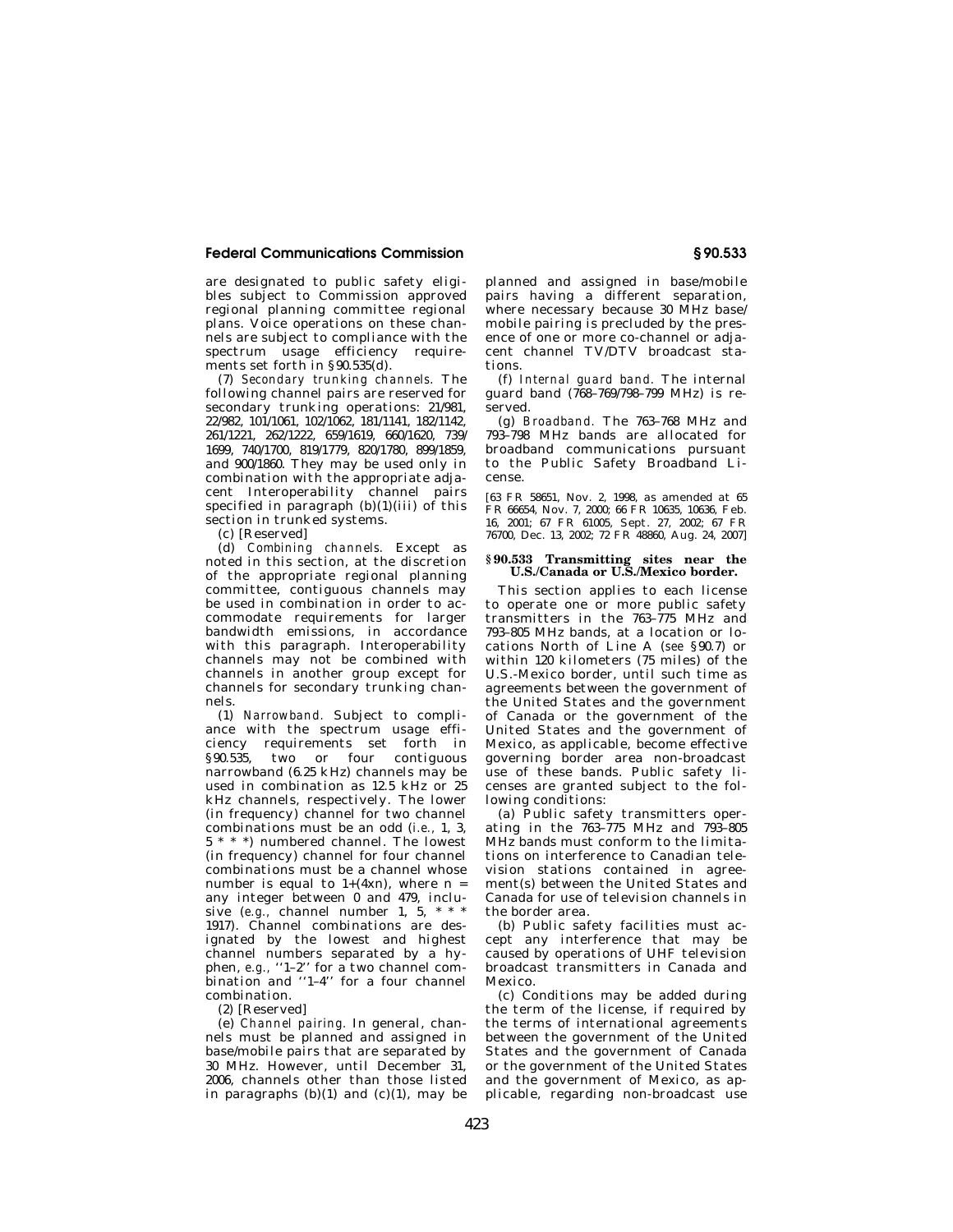are designated to public safety eligibles subject to Commission approved regional planning committee regional plans. Voice operations on these channels are subject to compliance with the spectrum usage efficiency requirements set forth in §90.535(d).

(7) *Secondary trunking channels.* The following channel pairs are reserved for secondary trunking operations: 21/981, 22/982, 101/1061, 102/1062, 181/1141, 182/1142, 261/1221, 262/1222, 659/1619, 660/1620, 739/1699, 740/1700, 819/1779, 820/1780, 899/1859, and 900/1860. They may be used only in combination with the appropriate adjacent Interoperability channel pairs specified in paragraph (b)(1)(iii) of this section in trunked systems.

(c) [Reserved]

(d) *Combining channels.* Except as noted in this section, at the discretion of the appropriate regional planning committee, contiguous channels may be used in combination in order to accommodate requirements for larger bandwidth emissions, in accordance with this paragraph. Interoperability channels may not be combined with channels in another group except for channels for secondary trunking channels.

(1) *Narrowband.* Subject to compliance with the spectrum usage efficiency requirements set forth in §90.535, two or four contiguous narrowband (6.25 kHz) channels may be used in combination as 12.5 kHz or 25 kHz channels, respectively. The lower (in frequency) channel for two channel combinations must be an odd (*i.e.,* 1, 3, 5 * * *) numbered channel. The lowest (in frequency) channel for four channel combinations must be a channel whose number is equal to $1+(4xn)$, where $n =$ any integer between 0 and 479, inclusive (*e.g.,* channel number 1, 5, * * * 1917). Channel combinations are designated by the lowest and highest channel numbers separated by a hyphen, *e.g.,* ''1–2'' for a two channel combination and ''1–4'' for a four channel combination.

(2) [Reserved]

(e) *Channel pairing.* In general, channels must be planned and assigned in base/mobile pairs that are separated by 30 MHz. However, until December 31, 2006, channels other than those listed in paragraphs (b)(1) and (c)(1), may be planned and assigned in base/mobile pairs having a different separation, where necessary because 30 MHz base/mobile pairing is precluded by the presence of one or more co-channel or adjacent channel TV/DTV broadcast stations.

(f) *Internal guard band.* The internal guard band (768–769/798–799 MHz) is reserved.

(g) *Broadband.* The 763–768 MHz and 793–798 MHz bands are allocated for broadband communications pursuant to the Public Safety Broadband License.

[63 FR 58651, Nov. 2, 1998, as amended at 65 FR 66654, Nov. 7, 2000; 66 FR 10635, 10636, Feb. 16, 2001; 67 FR 61005, Sept. 27, 2002; 67 FR 76700, Dec. 13, 2002; 72 FR 48860, Aug. 24, 2007]

### §90.533 Transmitting sites near the U.S./Canada or U.S./Mexico border.

This section applies to each license to operate one or more public safety transmitters in the 763–775 MHz and 793–805 MHz bands, at a location or locations North of Line A (*see* §90.7) or within 120 kilometers (75 miles) of the U.S.-Mexico border, until such time as agreements between the government of the United States and the government of Canada or the government of the United States and the government of Mexico, as applicable, become effective governing border area non-broadcast use of these bands. Public safety licenses are granted subject to the following conditions:

(a) Public safety transmitters operating in the 763–775 MHz and 793–805 MHz bands must conform to the limitations on interference to Canadian television stations contained in agreement(s) between the United States and Canada for use of television channels in the border area.

(b) Public safety facilities must accept any interference that may be caused by operations of UHF television broadcast transmitters in Canada and Mexico.

(c) Conditions may be added during the term of the license, if required by the terms of international agreements between the government of the United States and the government of Canada or the government of the United States and the government of Mexico, as applicable, regarding non-broadcast use